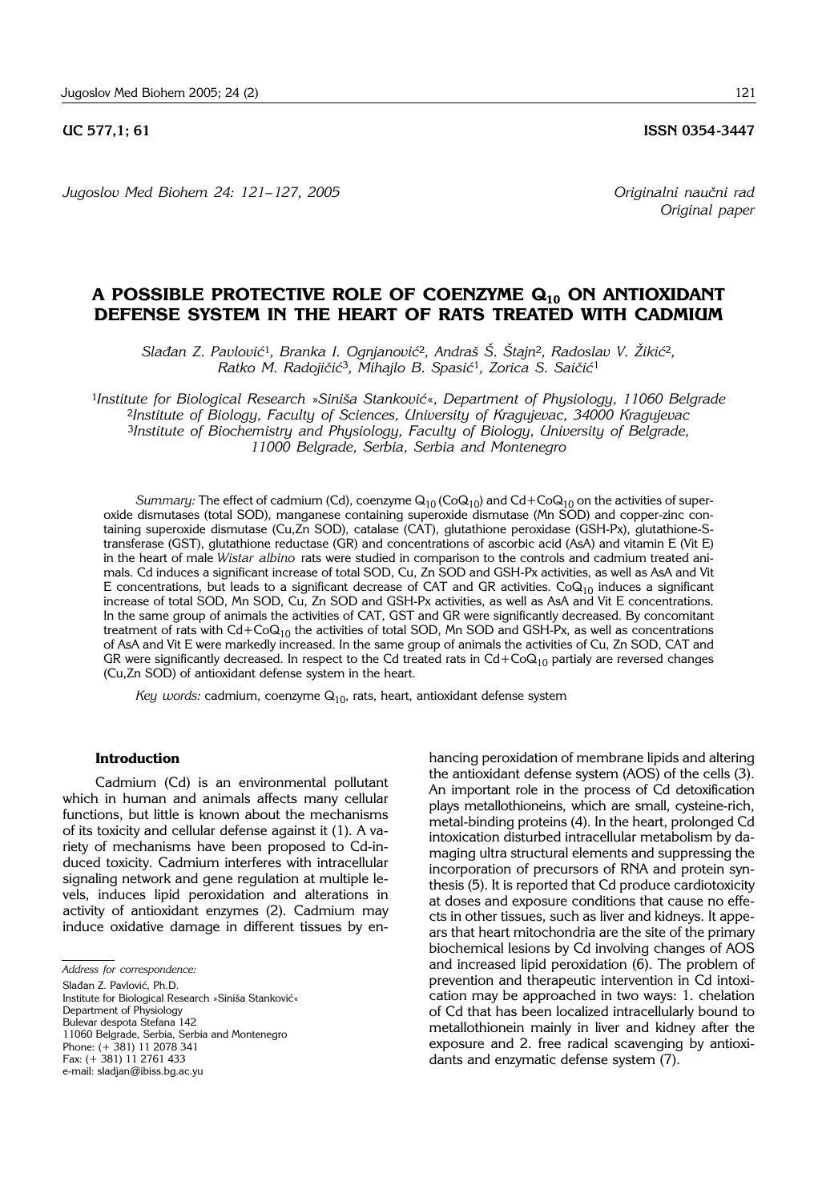UC 577,1; 61 **ISSN 0354-3447**

*Jugoslov Med Biohem 24: 121–127, 2005*

*Originalni naučni rad*
*Original paper*

# A POSSIBLE PROTECTIVE ROLE OF COENZYME $Q_{10}$ ON ANTIOXIDANT DEFENSE SYSTEM IN THE HEART OF RATS TREATED WITH CADMIUM

*Slađan Z. Pavlović[1], Branka I. Ognjanović[2], Andraš Š. Štajn[2], Radoslav V. Žikić[2], Ratko M. Radojičić[3], Mihajlo B. Spasić[1], Zorica S. Saičić[1]*

[1]*Institute for Biological Research »Siniša Stanković«, Department of Physiology, 11060 Belgrade*
[2]*Institute of Biology, Faculty of Sciences, University of Kragujevac, 34000 Kragujevac*
[3]*Institute of Biochemistry and Physiology, Faculty of Biology, University of Belgrade, 11000 Belgrade, Serbia, Serbia and Montenegro*

*Summary:* The effect of cadmium (Cd), coenzyme $Q_{10}$ ($CoQ_{10}$) and Cd+$CoQ_{10}$ on the activities of superoxide dismutases (total SOD), manganese containing superoxide dismutase (Mn SOD) and copper-zinc containing superoxide dismutase (Cu,Zn SOD), catalase (CAT), glutathione peroxidase (GSH-Px), glutathione-S-transferase (GST), glutathione reductase (GR) and concentrations of ascorbic acid (AsA) and vitamin E (Vit E) in the heart of male *Wistar albino* rats were studied in comparison to the controls and cadmium treated animals. Cd induces a significant increase of total SOD, Cu, Zn SOD and GSH-Px activities, as well as AsA and Vit E concentrations, but leads to a significant decrease of CAT and GR activities. $CoQ_{10}$ induces a significant increase of total SOD, Mn SOD, Cu, Zn SOD and GSH-Px activities, as well as AsA and Vit E concentrations. In the same group of animals the activities of CAT, GST and GR were significantly decreased. By concomitant treatment of rats with Cd+$CoQ_{10}$ the activities of total SOD, Mn SOD and GSH-Px, as well as concentrations of AsA and Vit E were markedly increased. In the same group of animals the activities of Cu, Zn SOD, CAT and GR were significantly decreased. In respect to the Cd treated rats in Cd+$CoQ_{10}$ partialy are reversed changes (Cu,Zn SOD) of antioxidant defense system in the heart.

*Key words:* cadmium, coenzyme $Q_{10}$, rats, heart, antioxidant defense system

## Introduction

Cadmium (Cd) is an environmental pollutant which in human and animals affects many cellular functions, but little is known about the mechanisms of its toxicity and cellular defense against it (1). A variety of mechanisms have been proposed to Cd-induced toxicity. Cadmium interferes with intracellular signaling network and gene regulation at multiple levels, induces lipid peroxidation and alterations in activity of antioxidant enzymes (2). Cadmium may induce oxidative damage in different tissues by enhancing peroxidation of membrane lipids and altering the antioxidant defense system (AOS) of the cells (3). An important role in the process of Cd detoxification plays metallothioneins, which are small, cysteine-rich, metal-binding proteins (4). In the heart, prolonged Cd intoxication disturbed intracellular metabolism by damaging ultra structural elements and suppressing the incorporation of precursors of RNA and protein synthesis (5). It is reported that Cd produce cardiotoxicity at doses and exposure conditions that cause no effects in other tissues, such as liver and kidneys. It appears that heart mitochondria are the site of the primary biochemical lesions by Cd involving changes of AOS and increased lipid peroxidation (6). The problem of prevention and therapeutic intervention in Cd intoxication may be approached in two ways: 1. chelation of Cd that has been localized intracellularly bound to metallothionein mainly in liver and kidney after the exposure and 2. free radical scavenging by antioxidants and enzymatic defense system (7).

*Address for correspondence:*

Slađan Z. Pavlović, Ph.D.
Institute for Biological Research »Siniša Stanković«
Department of Physiology
Bulevar despota Stefana 142
11060 Belgrade, Serbia, Serbia and Montenegro
Phone: (+ 381) 11 2078 341
Fax: (+ 381) 11 2761 433
e-mail: sladjan@ibiss.bg.ac.yu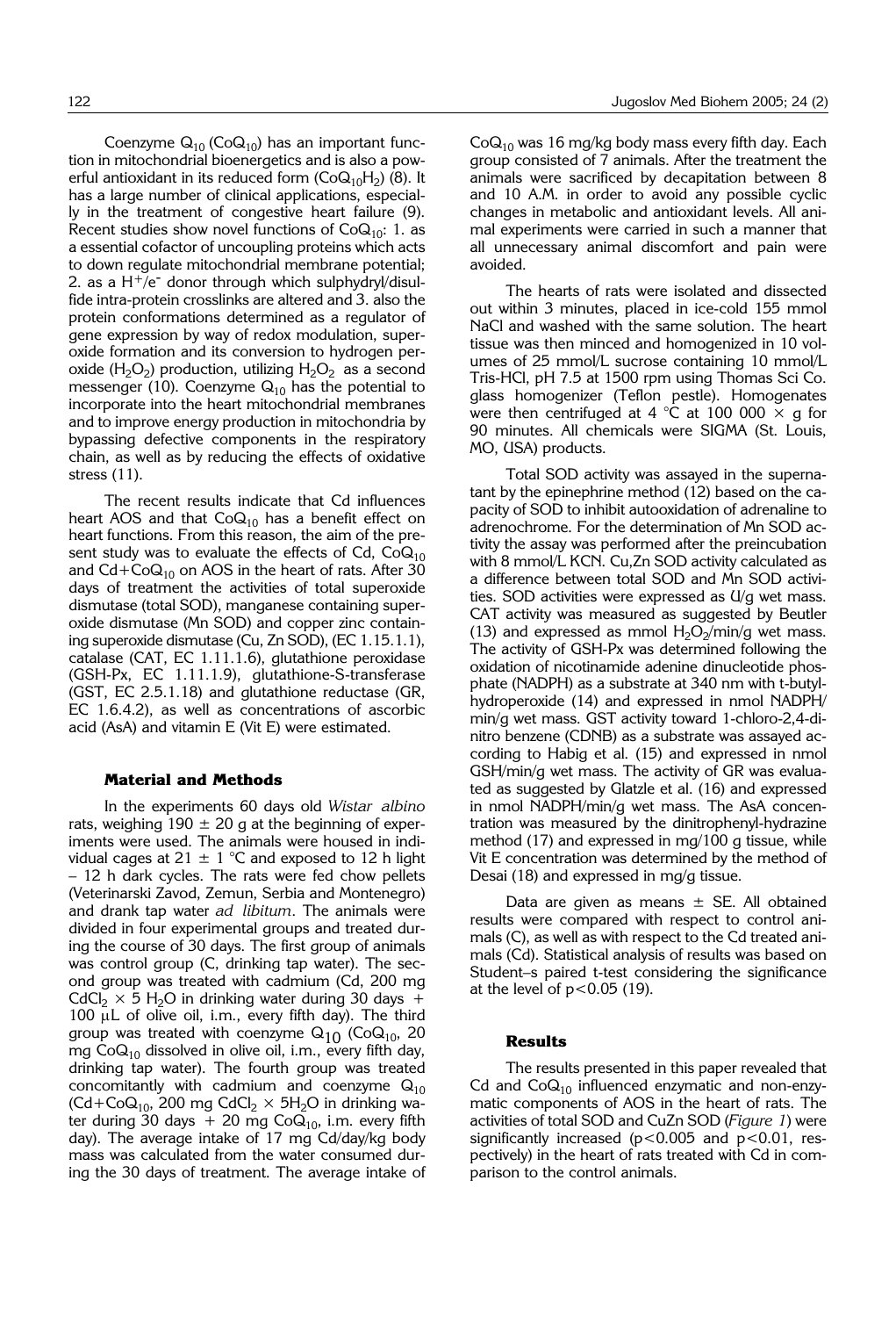Coenzyme $Q_{10}$ ($CoQ_{10}$) has an important function in mitochondrial bioenergetics and is also a powerful antioxidant in its reduced form ($CoQ_{10}H_2$) (8). It has a large number of clinical applications, especially in the treatment of congestive heart failure (9). Recent studies show novel functions of $CoQ_{10}$: 1. as a essential cofactor of uncoupling proteins which acts to down regulate mitochondrial membrane potential; 2. as a $H^+/e^-$ donor through which sulphydryl/disulfide intra-protein crosslinks are altered and 3. also the protein conformations determined as a regulator of gene expression by way of redox modulation, superoxide formation and its conversion to hydrogen peroxide ($H_2O_2$) production, utilizing $H_2O_2$ as a second messenger (10). Coenzyme $Q_{10}$ has the potential to incorporate into the heart mitochondrial membranes and to improve energy production in mitochondria by bypassing defective components in the respiratory chain, as well as by reducing the effects of oxidative stress (11).

The recent results indicate that Cd influences heart AOS and that $CoQ_{10}$ has a benefit effect on heart functions. From this reason, the aim of the present study was to evaluate the effects of Cd, $CoQ_{10}$ and Cd+$CoQ_{10}$ on AOS in the heart of rats. After 30 days of treatment the activities of total superoxide dismutase (total SOD), manganese containing superoxide dismutase (Mn SOD) and copper zinc containing superoxide dismutase (Cu, Zn SOD), (EC 1.15.1.1), catalase (CAT, EC 1.11.1.6), glutathione peroxidase (GSH-Px, EC 1.11.1.9), glutathione-S-transferase (GST, EC 2.5.1.18) and glutathione reductase (GR, EC 1.6.4.2), as well as concentrations of ascorbic acid (AsA) and vitamin E (Vit E) were estimated.

## Material and Methods

In the experiments 60 days old *Wistar albino* rats, weighing 190 ± 20 g at the beginning of experiments were used. The animals were housed in individual cages at 21 ± 1 °C and exposed to 12 h light – 12 h dark cycles. The rats were fed chow pellets (Veterinarski Zavod, Zemun, Serbia and Montenegro) and drank tap water *ad libitum*. The animals were divided in four experimental groups and treated during the course of 30 days. The first group of animals was control group (C, drinking tap water). The second group was treated with cadmium (Cd, 200 mg $CdCl_2 \times 5\ H_2O$ in drinking water during 30 days + 100 μL of olive oil, i.m., every fifth day). The third group was treated with coenzyme $Q_{10}$ ($CoQ_{10}$, 20 mg $CoQ_{10}$ dissolved in olive oil, i.m., every fifth day, drinking tap water). The fourth group was treated concomitantly with cadmium and coenzyme $Q_{10}$ (Cd+$CoQ_{10}$, 200 mg $CdCl_2 \times 5H_2O$ in drinking water during 30 days + 20 mg $CoQ_{10}$, i.m. every fifth day). The average intake of 17 mg Cd/day/kg body mass was calculated from the water consumed during the 30 days of treatment. The average intake of $CoQ_{10}$ was 16 mg/kg body mass every fifth day. Each group consisted of 7 animals. After the treatment the animals were sacrificed by decapitation between 8 and 10 A.M. in order to avoid any possible cyclic changes in metabolic and antioxidant levels. All animal experiments were carried in such a manner that all unnecessary animal discomfort and pain were avoided.

The hearts of rats were isolated and dissected out within 3 minutes, placed in ice-cold 155 mmol NaCl and washed with the same solution. The heart tissue was then minced and homogenized in 10 volumes of 25 mmol/L sucrose containing 10 mmol/L Tris-HCl, pH 7.5 at 1500 rpm using Thomas Sci Co. glass homogenizer (Teflon pestle). Homogenates were then centrifuged at 4 °C at 100 000 × g for 90 minutes. All chemicals were SIGMA (St. Louis, MO, USA) products.

Total SOD activity was assayed in the supernatant by the epinephrine method (12) based on the capacity of SOD to inhibit autooxidation of adrenaline to adrenochrome. For the determination of Mn SOD activity the assay was performed after the preincubation with 8 mmol/L KCN. Cu,Zn SOD activity calculated as a difference between total SOD and Mn SOD activities. SOD activities were expressed as U/g wet mass. CAT activity was measured as suggested by Beutler (13) and expressed as mmol $H_2O_2$/min/g wet mass. The activity of GSH-Px was determined following the oxidation of nicotinamide adenine dinucleotide phosphate (NADPH) as a substrate at 340 nm with t-butylhydroperoxide (14) and expressed in nmol NADPH/min/g wet mass. GST activity toward 1-chloro-2,4-dinitro benzene (CDNB) as a substrate was assayed according to Habig et al. (15) and expressed in nmol GSH/min/g wet mass. The activity of GR was evaluated as suggested by Glatzle et al. (16) and expressed in nmol NADPH/min/g wet mass. The AsA concentration was measured by the dinitrophenyl-hydrazine method (17) and expressed in mg/100 g tissue, while Vit E concentration was determined by the method of Desai (18) and expressed in mg/g tissue.

Data are given as means ± SE. All obtained results were compared with respect to control animals (C), as well as with respect to the Cd treated animals (Cd). Statistical analysis of results was based on Student–s paired t-test considering the significance at the level of $p<0.05$ (19).

## Results

The results presented in this paper revealed that Cd and $CoQ_{10}$ influenced enzymatic and non-enzymatic components of AOS in the heart of rats. The activities of total SOD and CuZn SOD (*Figure 1*) were significantly increased ($p<0.005$ and $p<0.01$, respectively) in the heart of rats treated with Cd in comparison to the control animals.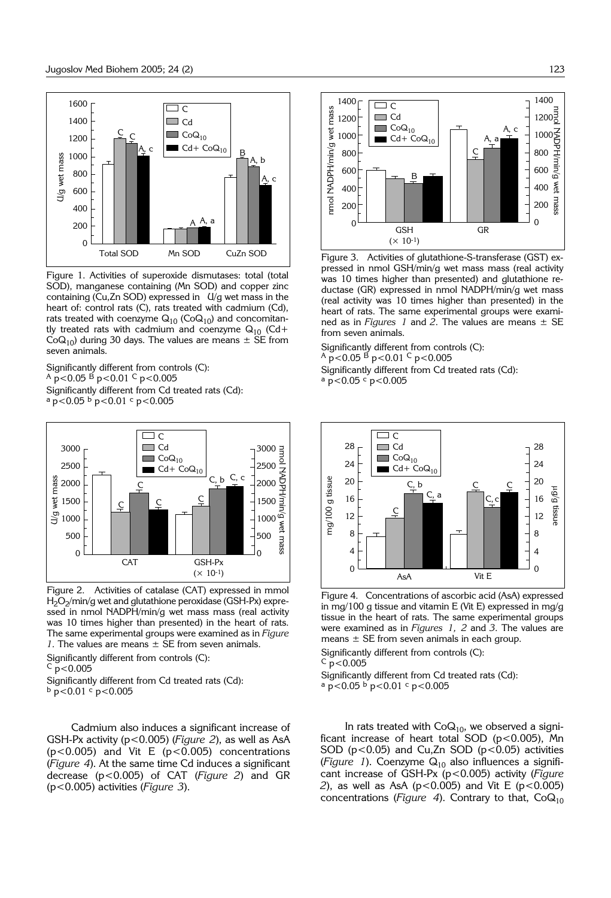Figure 1. Activities of superoxide dismutases: total (total SOD), manganese containing (Mn SOD) and copper zinc containing (Cu,Zn SOD) expressed in U/g wet mass in the heart of: control rats (C), rats treated with cadmium (Cd), rats treated with coenzyme $Q_{10}$ ($CoQ_{10}$) and concomitantly treated rats with cadmium and coenzyme $Q_{10}$ (Cd+ $CoQ_{10}$) during 30 days. The values are means ± SE from seven animals.

Significantly different from controls (C):
$^{A}$ $p<0.05$ $^{B}$ $p<0.01$ $^{C}$ $p<0.005$
Significantly different from Cd treated rats (Cd):
$^{a}$ $p<0.05$ $^{b}$ $p<0.01$ $^{c}$ $p<0.005$

Figure 2. Activities of catalase (CAT) expressed in mmol $H_2O_2$/min/g wet and glutathione peroxidase (GSH-Px) expressed in nmol NADPH/min/g wet mass mass (real activity was 10 times higher than presented) in the heart of rats. The same experimental groups were examined as in *Figure 1*. The values are means ± SE from seven animals.

Significantly different from controls (C):
$^{C}$ $p<0.005$
Significantly different from Cd treated rats (Cd):
$^{b}$ $p<0.01$ $^{c}$ $p<0.005$

Cadmium also induces a significant increase of GSH-Px activity ($p<0.005$) (*Figure 2*), as well as AsA ($p<0.005$) and Vit E ($p<0.005$) concentrations (*Figure 4*). At the same time Cd induces a significant decrease ($p<0.005$) of CAT (*Figure 2*) and GR ($p<0.005$) activities (*Figure 3*).

Figure 3. Activities of glutathione-S-transferase (GST) expressed in nmol GSH/min/g wet mass mass (real activity was 10 times higher than presented) and glutathione reductase (GR) expressed in nmol NADPH/min/g wet mass (real activity was 10 times higher than presented) in the heart of rats. The same experimental groups were examined as in *Figures 1* and *2*. The values are means ± SE from seven animals.

Significantly different from controls (C):
$^{A}$ $p<0.05$ $^{B}$ $p<0.01$ $^{C}$ $p<0.005$
Significantly different from Cd treated rats (Cd):
$^{a}$ $p<0.05$ $^{c}$ $p<0.005$

Figure 4. Concentrations of ascorbic acid (AsA) expressed in mg/100 g tissue and vitamin E (Vit E) expressed in mg/g tissue in the heart of rats. The same experimental groups were examined as in *Figures 1, 2* and *3*. The values are means ± SE from seven animals in each group.

Significantly different from controls (C):
$^{C}$ $p<0.005$
Significantly different from Cd treated rats (Cd):
$^{a}$ $p<0.05$ $^{b}$ $p<0.01$ $^{c}$ $p<0.005$

In rats treated with $CoQ_{10}$, we observed a significant increase of heart total SOD ($p<0.005$), Mn SOD ($p<0.05$) and Cu,Zn SOD ($p<0.05$) activities (*Figure 1*). Coenzyme $Q_{10}$ also influences a significant increase of GSH-Px ($p<0.005$) activity (*Figure 2*), as well as AsA ($p<0.005$) and Vit E ($p<0.005$) concentrations (*Figure 4*). Contrary to that, $CoQ_{10}$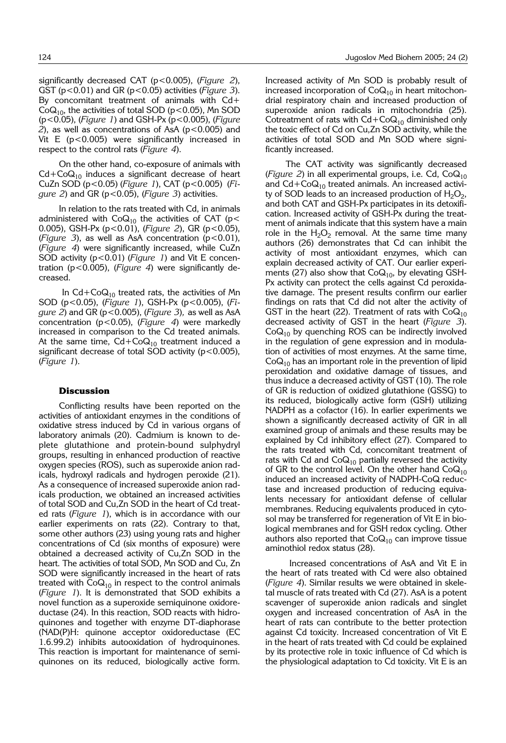significantly decreased CAT ($p<0.005$), (*Figure 2*), GST ($p<0.01$) and GR ($p<0.05$) activities (*Figure 3*). By concomitant treatment of animals with Cd+ $CoQ_{10}$, the activities of total SOD ($p<0.05$), Mn SOD ($p<0.05$), (*Figure 1*) and GSH-Px ($p<0.005$), (*Figure 2*), as well as concentrations of AsA ($p<0.005$) and Vit E ($p<0.005$) were significantly increased in respect to the control rats (*Figure 4*).

On the other hand, co-exposure of animals with Cd+$CoQ_{10}$ induces a significant decrease of heart CuZn SOD ($p<0.05$) (*Figure 1*), CAT ($p<0.005$) (*Figure 2*) and GR ($p<0.05$), (*Figure 3*) activities.

In relation to the rats treated with Cd, in animals administered with $CoQ_{10}$ the activities of CAT ($p<0.005$), GSH-Px ($p<0.01$), (*Figure 2*), GR ($p<0.05$), (*Figure 3*), as well as AsA concentration ($p<0.01$), (*Figure 4*) were significantly increased, while CuZn SOD activity ($p<0.01$) (*Figure 1*) and Vit E concentration ($p<0.005$), (*Figure 4*) were significantly decreased.

In Cd+$CoQ_{10}$ treated rats, the activities of Mn SOD ($p<0.05$), (*Figure 1*), GSH-Px ($p<0.005$), (*Figure 2*) and GR ($p<0.005$), (*Figure 3*), as well as AsA concentration ($p<0.05$), (*Figure 4*) were markedly increased in comparison to the Cd treated animals. At the same time, Cd+$CoQ_{10}$ treatment induced a significant decrease of total SOD activity ($p<0.005$), (*Figure 1*).

## Discussion

Conflicting results have been reported on the activities of antioxidant enzymes in the conditions of oxidative stress induced by Cd in various organs of laboratory animals (20). Cadmium is known to deplete glutathione and protein-bound sulphydryl groups, resulting in enhanced production of reactive oxygen species (ROS), such as superoxide anion radicals, hydroxyl radicals and hydrogen peroxide (21). As a consequence of increased superoxide anion radicals production, we obtained an increased activities of total SOD and Cu,Zn SOD in the heart of Cd treated rats (*Figure 1*), which is in accordance with our earlier experiments on rats (22). Contrary to that, some other authors (23) using young rats and higher concentrations of Cd (six months of exposure) were obtained a decreased activity of Cu,Zn SOD in the heart. The activities of total SOD, Mn SOD and Cu, Zn SOD were significantly increased in the heart of rats treated with $CoQ_{10}$ in respect to the control animals (*Figure 1*). It is demonstrated that SOD exhibits a novel function as a superoxide semiquinone oxidoreductase (24). In this reaction, SOD reacts with hidroquinones and together with enzyme DT-diaphorase (NAD(P)H: quinone acceptor oxidoreductase (EC 1.6.99.2) inhibits autooxidation of hydroquinones. This reaction is important for maintenance of semiquinones on its reduced, biologically active form. Increased activity of Mn SOD is probably result of increased incorporation of $CoQ_{10}$ in heart mitochondrial respiratory chain and increased production of superoxide anion radicals in mitochondria (25). Cotreatment of rats with Cd+$CoQ_{10}$ diminished only the toxic effect of Cd on Cu,Zn SOD activity, while the activities of total SOD and Mn SOD where significantly increased.

The CAT activity was significantly decreased (*Figure 2*) in all experimental groups, i.e. Cd, $CoQ_{10}$ and Cd+$CoQ_{10}$ treated animals. An increased activity of SOD leads to an increased production of $H_2O_2$, and both CAT and GSH-Px participates in its detoxification. Increased activity of GSH-Px during the treatment of animals indicate that this system have a main role in the $H_2O_2$ removal. At the same time many authors (26) demonstrates that Cd can inhibit the activity of most antioxidant enzymes, which can explain decreased activity of CAT. Our earlier experiments (27) also show that $CoQ_{10}$, by elevating GSH-Px activity can protect the cells against Cd peroxidative damage. The present results confirm our earlier findings on rats that Cd did not alter the activity of GST in the heart (22). Treatment of rats with $CoQ_{10}$ decreased activity of GST in the heart (*Figure 3*). $CoQ_{10}$ by quenching ROS can be indirectly involved in the regulation of gene expression and in modulation of activities of most enzymes. At the same time, $CoQ_{10}$ has an important role in the prevention of lipid peroxidation and oxidative damage of tissues, and thus induce a decreased activity of GST (10). The role of GR is reduction of oxidized glutathione (GSSG) to its reduced, biologically active form (GSH) utilizing NADPH as a cofactor (16). In earlier experiments we shown a significantly decreased activity of GR in all examined group of animals and these results may be explained by Cd inhibitory effect (27). Compared to the rats treated with Cd, concomitant treatment of rats with Cd and $CoQ_{10}$ partially reversed the activity of GR to the control level. On the other hand $CoQ_{10}$ induced an increased activity of NADPH-CoQ reductase and increased production of reducing equivalents necessary for antioxidant defense of cellular membranes. Reducing equivalents produced in cytosol may be transferred for regeneration of Vit E in biological membranes and for GSH redox cycling. Other authors also reported that $CoQ_{10}$ can improve tissue aminothiol redox status (28).

Increased concentrations of AsA and Vit E in the heart of rats treated with Cd were also obtained (*Figure 4*). Similar results we were obtained in skeletal muscle of rats treated with Cd (27). AsA is a potent scavenger of superoxide anion radicals and singlet oxygen and increased concentration of AsA in the heart of rats can contribute to the better protection against Cd toxicity. Increased concentration of Vit E in the heart of rats treated with Cd could be explained by its protective role in toxic influence of Cd which is the physiological adaptation to Cd toxicity. Vit E is an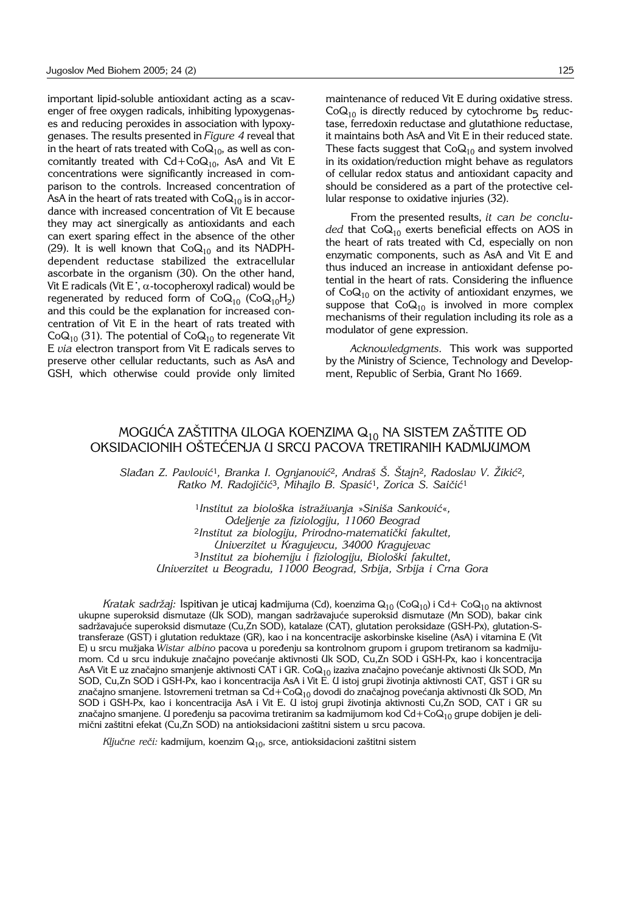important lipid-soluble antioxidant acting as a scavenger of free oxygen radicals, inhibiting lypoxygenases and reducing peroxides in association with lypoxygenases. The results presented in *Figure 4* reveal that in the heart of rats treated with $CoQ_{10}$, as well as concomitantly treated with Cd+$CoQ_{10}$, AsA and Vit E concentrations were significantly increased in comparison to the controls. Increased concentration of AsA in the heart of rats treated with $CoQ_{10}$ is in accordance with increased concentration of Vit E because they may act sinergically as antioxidants and each can exert sparing effect in the absence of the other (29). It is well known that $CoQ_{10}$ and its NADPH-dependent reductase stabilized the extracellular ascorbate in the organism (30). On the other hand, Vit E radicals (Vit $E^{\cdot}$, $\alpha$-tocopheroxyl radical) would be regenerated by reduced form of $CoQ_{10}$ ($CoQ_{10}H_2$) and this could be the explanation for increased concentration of Vit E in the heart of rats treated with $CoQ_{10}$ (31). The potential of $CoQ_{10}$ to regenerate Vit E *via* electron transport from Vit E radicals serves to preserve other cellular reductants, such as AsA and GSH, which otherwise could provide only limited maintenance of reduced Vit E during oxidative stress. $CoQ_{10}$ is directly reduced by cytochrome $b_5$ reductase, ferredoxin reductase and glutathione reductase, it maintains both AsA and Vit E in their reduced state. These facts suggest that $CoQ_{10}$ and system involved in its oxidation/reduction might behave as regulators of cellular redox status and antioxidant capacity and should be considered as a part of the protective cellular response to oxidative injuries (32).

From the presented results, *it can be concluded* that $CoQ_{10}$ exerts beneficial effects on AOS in the heart of rats treated with Cd, especially on non enzymatic components, such as AsA and Vit E and thus induced an increase in antioxidant defense potential in the heart of rats. Considering the influence of $CoQ_{10}$ on the activity of antioxidant enzymes, we suppose that $CoQ_{10}$ is involved in more complex mechanisms of their regulation including its role as a modulator of gene expression.

*Acknowledgments.* This work was supported by the Ministry of Science, Technology and Development, Republic of Serbia, Grant No 1669.

## MOGUĆA ZAŠTITNA ULOGA KOENZIMA $Q_{10}$ NA SISTEM ZAŠTITE OD OKSIDACIONIH OŠTEĆENJA U SRCU PACOVA TRETIRANIH KADMIJUMOM

*Slađan Z. Pavlović*[1], *Branka I. Ognjanović*[2], *Andraš Š. Štajn*[2], *Radoslav V. Žikić*[2], *Ratko M. Radojičić*[3], *Mihajlo B. Spasić*[1], *Zorica S. Saičić*[1]

[1]*Institut za biološka istraživanja »Siniša Sanković«, Odeljenje za fiziologiju, 11060 Beograd*
[2]*Institut za biologiju, Prirodno-matematički fakultet, Univerzitet u Kragujevcu, 34000 Kragujevac*
[3]*Institut za biohemiju i fiziologiju, Biološki fakultet, Univerzitet u Beogradu, 11000 Beograd, Srbija, Srbija i Crna Gora*

*Kratak sadržaj:* Ispitivan je uticaj kadmijuma (Cd), koenzima $Q_{10}$ ($CoQ_{10}$) i Cd+ $CoQ_{10}$ na aktivnost ukupne superoksid dismutaze (Uk SOD), mangan sadržavajuće superoksid dismutaze (Mn SOD), bakar cink sadržavajuće superoksid dismutaze (Cu,Zn SOD), katalaze (CAT), glutation peroksidaze (GSH-Px), glutation-S-transferaze (GST) i glutation reduktaze (GR), kao i na koncentracije askorbinske kiseline (AsA) i vitamina E (Vit E) u srcu mužjaka *Wistar albino* pacova u poređenju sa kontrolnom grupom i grupom tretiranom sa kadmijumom. Cd u srcu indukuje značajno povećanje aktivnosti Uk SOD, Cu,Zn SOD i GSH-Px, kao i koncentracija AsA Vit E uz značajno smanjenje aktivnosti CAT i GR. $CoQ_{10}$ izaziva značajno povećanje aktivnosti Uk SOD, Mn SOD, Cu,Zn SOD i GSH-Px, kao i koncentracija AsA i Vit E. U istoj grupi životinja aktivnosti CAT, GST i GR su značajno smanjene. Istovremeni tretman sa Cd+$CoQ_{10}$ dovodi do značajnog povećanja aktivnosti Uk SOD, Mn SOD i GSH-Px, kao i koncentracija AsA i Vit E. U istoj grupi životinja aktivnosti Cu,Zn SOD, CAT i GR su značajno smanjene. U poređenju sa pacovima tretiranim sa kadmijumom kod Cd+$CoQ_{10}$ grupe dobijen je delimični zaštitni efekat (Cu,Zn SOD) na antioksidacioni zaštitni sistem u srcu pacova.

*Ključne reči:* kadmijum, koenzim $Q_{10}$, srce, antioksidacioni zaštitni sistem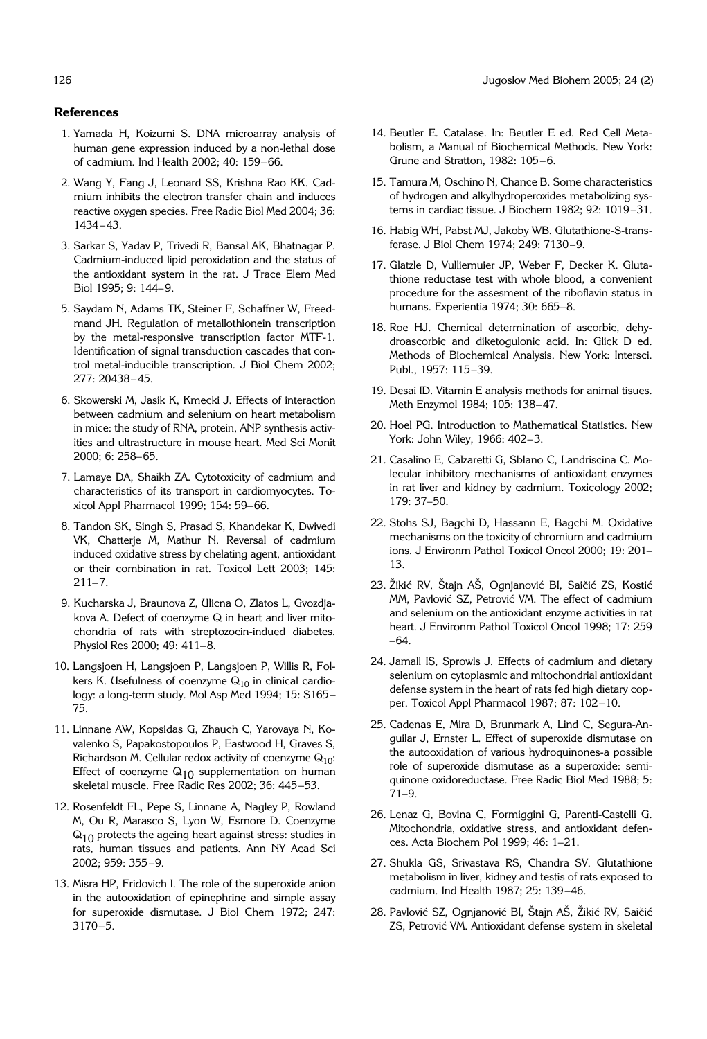## References

1. Yamada H, Koizumi S. DNA microarray analysis of human gene expression induced by a non-lethal dose of cadmium. Ind Health 2002; 40: 159–66.

2. Wang Y, Fang J, Leonard SS, Krishna Rao KK. Cadmium inhibits the electron transfer chain and induces reactive oxygen species. Free Radic Biol Med 2004; 36: 1434–43.

3. Sarkar S, Yadav P, Trivedi R, Bansal AK, Bhatnagar P. Cadmium-induced lipid peroxidation and the status of the antioxidant system in the rat. J Trace Elem Med Biol 1995; 9: 144–9.

5. Saydam N, Adams TK, Steiner F, Schaffner W, Freedmand JH. Regulation of metallothionein transcription by the metal-responsive transcription factor MTF-1. Identification of signal transduction cascades that control metal-inducible transcription. J Biol Chem 2002; 277: 20438–45.

6. Skowerski M, Jasik K, Kmecki J. Effects of interaction between cadmium and selenium on heart metabolism in mice: the study of RNA, protein, ANP synthesis activities and ultrastructure in mouse heart. Med Sci Monit 2000; 6: 258–65.

7. Lamaye DA, Shaikh ZA. Cytotoxicity of cadmium and characteristics of its transport in cardiomyocytes. Toxicol Appl Pharmacol 1999; 154: 59–66.

8. Tandon SK, Singh S, Prasad S, Khandekar K, Dwivedi VK, Chatterje M, Mathur N. Reversal of cadmium induced oxidative stress by chelating agent, antioxidant or their combination in rat. Toxicol Lett 2003; 145: 211–7.

9. Kucharska J, Braunova Z, Ulicna O, Zlatos L, Gvozdjakova A. Defect of coenzyme Q in heart and liver mitochondria of rats with streptozocin-indued diabetes. Physiol Res 2000; 49: 411–8.

10. Langsjoen H, Langsjoen P, Langsjoen P, Willis R, Folkers K. Usefulness of coenzyme $Q_{10}$ in clinical cardiology: a long-term study. Mol Asp Med 1994; 15: S165–75.

11. Linnane AW, Kopsidas G, Zhauch C, Yarovaya N, Kovalenko S, Papakostopoulos P, Eastwood H, Graves S, Richardson M. Cellular redox activity of coenzyme $Q_{10}$: Effect of coenzyme $Q_{10}$ supplementation on human skeletal muscle. Free Radic Res 2002; 36: 445–53.

12. Rosenfeldt FL, Pepe S, Linnane A, Nagley P, Rowland M, Ou R, Marasco S, Lyon W, Esmore D. Coenzyme $Q_{10}$ protects the ageing heart against stress: studies in rats, human tissues and patients. Ann NY Acad Sci 2002; 959: 355–9.

13. Misra HP, Fridovich I. The role of the superoxide anion in the autooxidation of epinephrine and simple assay for superoxide dismutase. J Biol Chem 1972; 247: 3170–5.

14. Beutler E. Catalase. In: Beutler E ed. Red Cell Metabolism, a Manual of Biochemical Methods. New York: Grune and Stratton, 1982: 105–6.

15. Tamura M, Oschino N, Chance B. Some characteristics of hydrogen and alkylhydroperoxides metabolizing systems in cardiac tissue. J Biochem 1982; 92: 1019–31.

16. Habig WH, Pabst MJ, Jakoby WB. Glutathione-S-transferase. J Biol Chem 1974; 249: 7130–9.

17. Glatzle D, Vulliemuier JP, Weber F, Decker K. Glutathione reductase test with whole blood, a convenient procedure for the assesment of the riboflavin status in humans. Experientia 1974; 30: 665–8.

18. Roe HJ. Chemical determination of ascorbic, dehydroascorbic and diketogulonic acid. In: Glick D ed. Methods of Biochemical Analysis. New York: Intersci. Publ., 1957: 115–39.

19. Desai ID. Vitamin E analysis methods for animal tisues. Meth Enzymol 1984; 105: 138–47.

20. Hoel PG. Introduction to Mathematical Statistics. New York: John Wiley, 1966: 402–3.

21. Casalino E, Calzaretti G, Sblano C, Landriscina C. Molecular inhibitory mechanisms of antioxidant enzymes in rat liver and kidney by cadmium. Toxicology 2002; 179: 37–50.

22. Stohs SJ, Bagchi D, Hassann E, Bagchi M. Oxidative mechanisms on the toxicity of chromium and cadmium ions. J Environm Pathol Toxicol Oncol 2000; 19: 201–13.

23. Žikić RV, Štajn AŠ, Ognjanović BI, Saičić ZS, Kostić MM, Pavlović SZ, Petrović VM. The effect of cadmium and selenium on the antioxidant enzyme activities in rat heart. J Environm Pathol Toxicol Oncol 1998; 17: 259–64.

24. Jamall IS, Sprowls J. Effects of cadmium and dietary selenium on cytoplasmic and mitochondrial antioxidant defense system in the heart of rats fed high dietary copper. Toxicol Appl Pharmacol 1987; 87: 102–10.

25. Cadenas E, Mira D, Brunmark A, Lind C, Segura-Anguilar J, Ernster L. Effect of superoxide dismutase on the autooxidation of various hydroquinones-a possible role of superoxide dismutase as a superoxide: semiquinone oxidoreductase. Free Radic Biol Med 1988; 5: 71–9.

26. Lenaz G, Bovina C, Formiggini G, Parenti-Castelli G. Mitochondria, oxidative stress, and antioxidant defences. Acta Biochem Pol 1999; 46: 1–21.

27. Shukla GS, Srivastava RS, Chandra SV. Glutathione metabolism in liver, kidney and testis of rats exposed to cadmium. Ind Health 1987; 25: 139–46.

28. Pavlović SZ, Ognjanović BI, Štajn AŠ, Žikić RV, Saičić ZS, Petrović VM. Antioxidant defense system in skeletal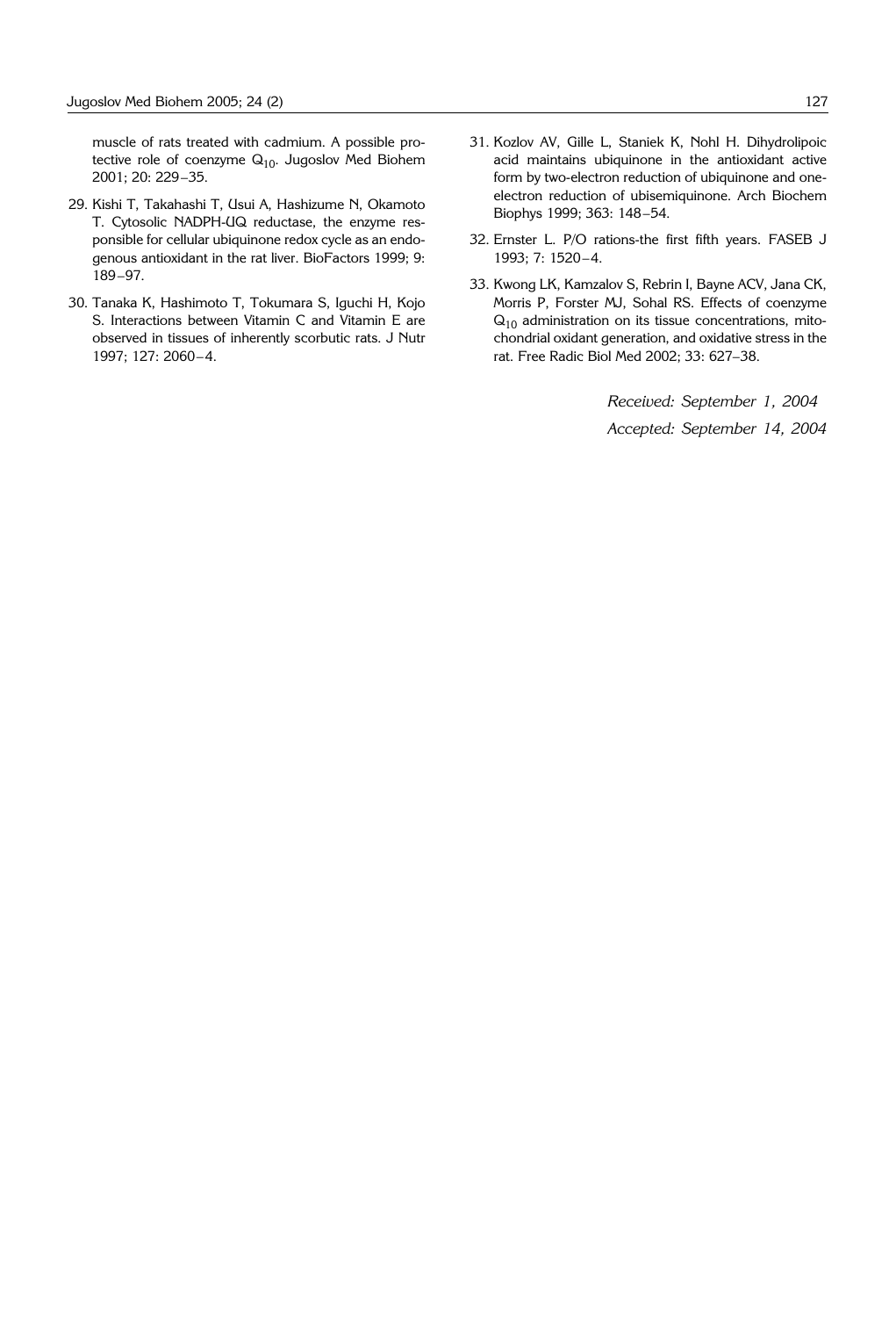muscle of rats treated with cadmium. A possible protective role of coenzyme $Q_{10}$. Jugoslov Med Biohem 2001; 20: 229–35.

29. Kishi T, Takahashi T, Usui A, Hashizume N, Okamoto T. Cytosolic NADPH-UQ reductase, the enzyme responsible for cellular ubiquinone redox cycle as an endogenous antioxidant in the rat liver. BioFactors 1999; 9: 189–97.

30. Tanaka K, Hashimoto T, Tokumara S, Iguchi H, Kojo S. Interactions between Vitamin C and Vitamin E are observed in tissues of inherently scorbutic rats. J Nutr 1997; 127: 2060–4.

31. Kozlov AV, Gille L, Staniek K, Nohl H. Dihydrolipoic acid maintains ubiquinone in the antioxidant active form by two-electron reduction of ubiquinone and one-electron reduction of ubisemiquinone. Arch Biochem Biophys 1999; 363: 148–54.

32. Ernster L. P/O rations-the first fifth years. FASEB J 1993; 7: 1520–4.

33. Kwong LK, Kamzalov S, Rebrin I, Bayne ACV, Jana CK, Morris P, Forster MJ, Sohal RS. Effects of coenzyme $Q_{10}$ administration on its tissue concentrations, mitochondrial oxidant generation, and oxidative stress in the rat. Free Radic Biol Med 2002; 33: 627–38.

*Received: September 1, 2004*

*Accepted: September 14, 2004*